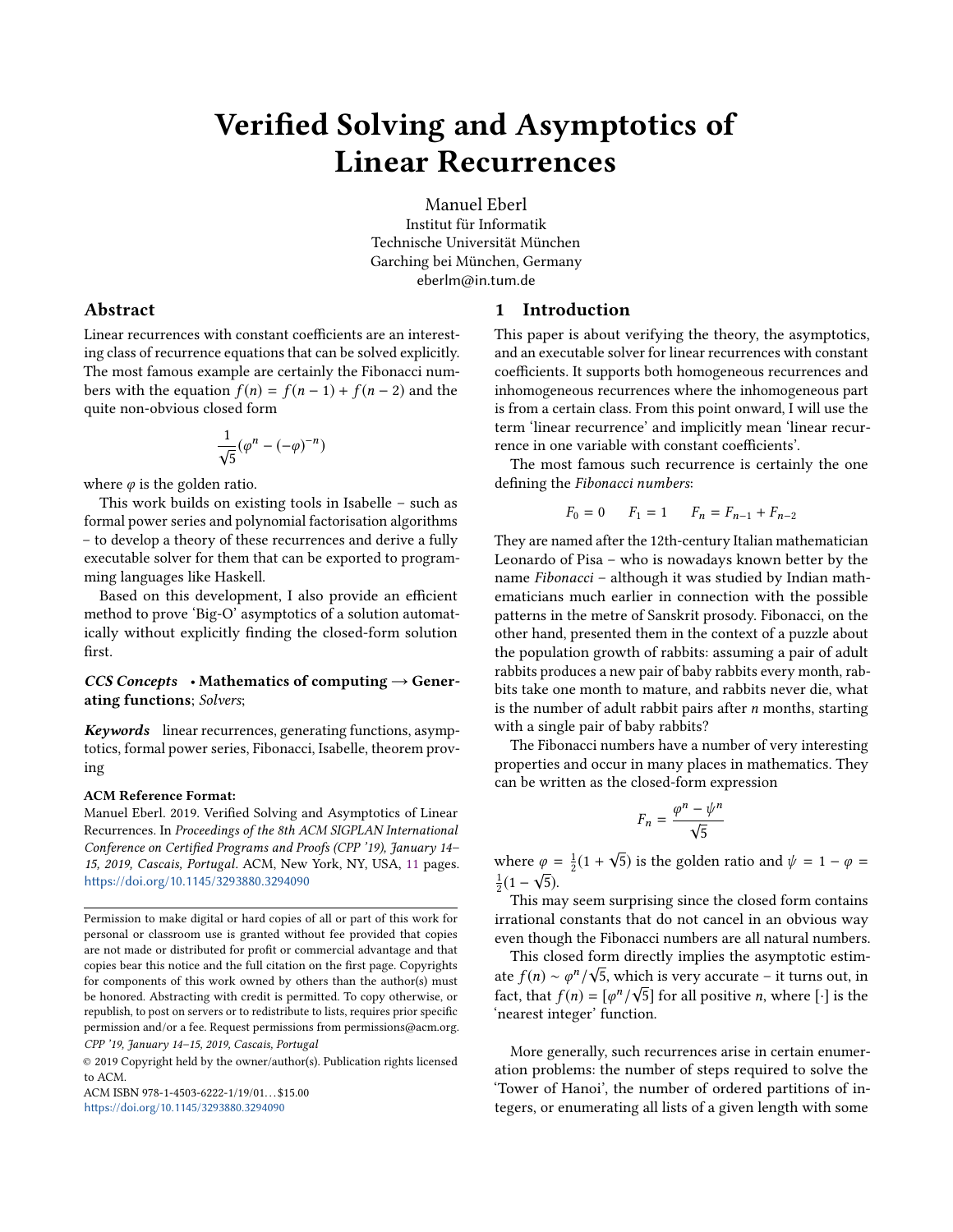# Verified Solving and Asymptotics of Linear Recurrences

Manuel Eberl
Institut für Informatik
Technische Universität München
Garching bei München, Germany
eberlm@in.tum.de

## Abstract

Linear recurrences with constant coefficients are an interesting class of recurrence equations that can be solved explicitly. The most famous example are certainly the Fibonacci numbers with the equation $f(n) = f(n-1) + f(n-2)$ and the quite non-obvious closed form

$$\frac{1}{\sqrt{5}}(\varphi^n - (-\varphi)^{-n})$$

where $\varphi$ is the golden ratio.

This work builds on existing tools in Isabelle – such as formal power series and polynomial factorisation algorithms – to develop a theory of these recurrences and derive a fully executable solver for them that can be exported to programming languages like Haskell.

Based on this development, I also provide an efficient method to prove 'Big-O' asymptotics of a solution automatically without explicitly finding the closed-form solution first.

***CCS Concepts*** • **Mathematics of computing → Generating functions**; *Solvers*;

***Keywords*** linear recurrences, generating functions, asymptotics, formal power series, Fibonacci, Isabelle, theorem proving

**ACM Reference Format:**
Manuel Eberl. 2019. Verified Solving and Asymptotics of Linear Recurrences. In *Proceedings of the 8th ACM SIGPLAN International Conference on Certified Programs and Proofs (CPP '19), January 14–15, 2019, Cascais, Portugal.* ACM, New York, NY, USA, 11 pages. https://doi.org/10.1145/3293880.3294090

Permission to make digital or hard copies of all or part of this work for personal or classroom use is granted without fee provided that copies are not made or distributed for profit or commercial advantage and that copies bear this notice and the full citation on the first page. Copyrights for components of this work owned by others than the author(s) must be honored. Abstracting with credit is permitted. To copy otherwise, or republish, to post on servers or to redistribute to lists, requires prior specific permission and/or a fee. Request permissions from permissions@acm.org.
*CPP '19, January 14–15, 2019, Cascais, Portugal*
© 2019 Copyright held by the owner/author(s). Publication rights licensed to ACM.
ACM ISBN 978-1-4503-6222-1/19/01...$15.00
https://doi.org/10.1145/3293880.3294090

## 1 Introduction

This paper is about verifying the theory, the asymptotics, and an executable solver for linear recurrences with constant coefficients. It supports both homogeneous recurrences and inhomogeneous recurrences where the inhomogeneous part is from a certain class. From this point onward, I will use the term 'linear recurrence' and implicitly mean 'linear recurrence in one variable with constant coefficients'.

The most famous such recurrence is certainly the one defining the *Fibonacci numbers*:

$$F_0 = 0 \qquad F_1 = 1 \qquad F_n = F_{n-1} + F_{n-2}$$

They are named after the 12th-century Italian mathematician Leonardo of Pisa – who is nowadays known better by the name *Fibonacci* – although it was studied by Indian mathematicians much earlier in connection with the possible patterns in the metre of Sanskrit prosody. Fibonacci, on the other hand, presented them in the context of a puzzle about the population growth of rabbits: assuming a pair of adult rabbits produces a new pair of baby rabbits every month, rabbits take one month to mature, and rabbits never die, what is the number of adult rabbit pairs after $n$ months, starting with a single pair of baby rabbits?

The Fibonacci numbers have a number of very interesting properties and occur in many places in mathematics. They can be written as the closed-form expression

$$F_n = \frac{\varphi^n - \psi^n}{\sqrt{5}}$$

where $\varphi = \frac{1}{2}(1 + \sqrt{5})$ is the golden ratio and $\psi = 1 - \varphi = \frac{1}{2}(1 - \sqrt{5})$.

This may seem surprising since the closed form contains irrational constants that do not cancel in an obvious way even though the Fibonacci numbers are all natural numbers.

This closed form directly implies the asymptotic estimate $f(n) \sim \varphi^n/\sqrt{5}$, which is very accurate – it turns out, in fact, that $f(n) = [\varphi^n/\sqrt{5}]$ for all positive $n$, where $[\cdot]$ is the 'nearest integer' function.

More generally, such recurrences arise in certain enumeration problems: the number of steps required to solve the 'Tower of Hanoi', the number of ordered partitions of integers, or enumerating all lists of a given length with some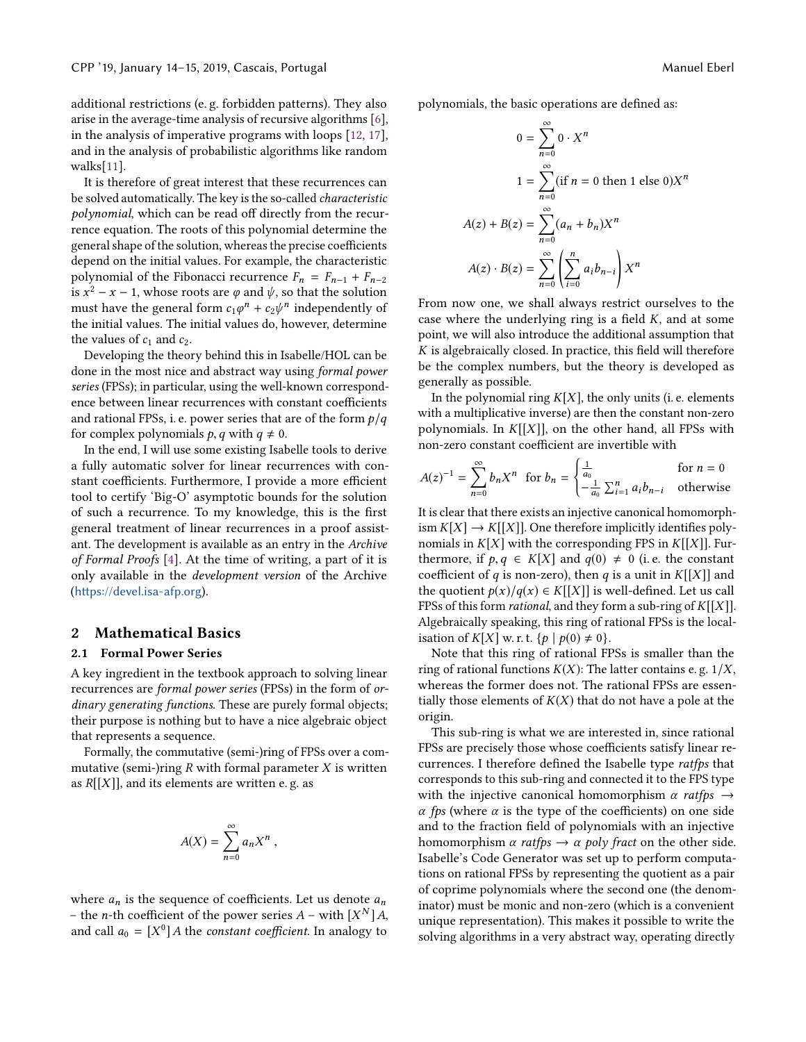additional restrictions (e. g. forbidden patterns). They also arise in the average-time analysis of recursive algorithms [6], in the analysis of imperative programs with loops [12, 17], and in the analysis of probabilistic algorithms like random walks[11].

It is therefore of great interest that these recurrences can be solved automatically. The key is the so-called *characteristic polynomial*, which can be read off directly from the recurrence equation. The roots of this polynomial determine the general shape of the solution, whereas the precise coefficients depend on the initial values. For example, the characteristic polynomial of the Fibonacci recurrence $F_n = F_{n-1} + F_{n-2}$ is $x^2 - x - 1$, whose roots are $\varphi$ and $\psi$, so that the solution must have the general form $c_1\varphi^n + c_2\psi^n$ independently of the initial values. The initial values do, however, determine the values of $c_1$ and $c_2$.

Developing the theory behind this in Isabelle/HOL can be done in the most nice and abstract way using *formal power series* (FPSs); in particular, using the well-known correspondence between linear recurrences with constant coefficients and rational FPSs, i. e. power series that are of the form $p/q$ for complex polynomials $p, q$ with $q \neq 0$.

In the end, I will use some existing Isabelle tools to derive a fully automatic solver for linear recurrences with constant coefficients. Furthermore, I provide a more efficient tool to certify 'Big-O' asymptotic bounds for the solution of such a recurrence. To my knowledge, this is the first general treatment of linear recurrences in a proof assistant. The development is available as an entry in the *Archive of Formal Proofs* [4]. At the time of writing, a part of it is only available in the *development version* of the Archive (https://devel.isa-afp.org).

## 2 Mathematical Basics

### 2.1 Formal Power Series

A key ingredient in the textbook approach to solving linear recurrences are *formal power series* (FPSs) in the form of *ordinary generating functions*. These are purely formal objects; their purpose is nothing but to have a nice algebraic object that represents a sequence.

Formally, the commutative (semi-)ring of FPSs over a commutative (semi-)ring $R$ with formal parameter $X$ is written as $R[[X]]$, and its elements are written e. g. as

$$A(X) = \sum_{n=0}^{\infty} a_n X^n \,,$$

where $a_n$ is the sequence of coefficients. Let us denote $a_n$ – the $n$-th coefficient of the power series $A$ – with $[X^N]\,A$, and call $a_0 = [X^0]\,A$ the *constant coefficient*. In analogy to polynomials, the basic operations are defined as:

$$0 = \sum_{n=0}^{\infty} 0 \cdot X^n$$

$$1 = \sum_{n=0}^{\infty} (\text{if } n = 0 \text{ then } 1 \text{ else } 0) X^n$$

$$A(z) + B(z) = \sum_{n=0}^{\infty} (a_n + b_n) X^n$$

$$A(z) \cdot B(z) = \sum_{n=0}^{\infty} \left( \sum_{i=0}^{n} a_i b_{n-i} \right) X^n$$

From now one, we shall always restrict ourselves to the case where the underlying ring is a field $K$, and at some point, we will also introduce the additional assumption that $K$ is algebraically closed. In practice, this field will therefore be the complex numbers, but the theory is developed as generally as possible.

In the polynomial ring $K[X]$, the only units (i. e. elements with a multiplicative inverse) are then the constant non-zero polynomials. In $K[[X]]$, on the other hand, all FPSs with non-zero constant coefficient are invertible with

$$A(z)^{-1} = \sum_{n=0}^{\infty} b_n X^n \quad \text{for } b_n = \begin{cases} \frac{1}{a_0} & \text{for } n = 0 \\ -\frac{1}{a_0} \sum_{i=1}^{n} a_i b_{n-i} & \text{otherwise} \end{cases}$$

It is clear that there exists an injective canonical homomorphism $K[X] \to K[[X]]$. One therefore implicitly identifies polynomials in $K[X]$ with the corresponding FPS in $K[[X]]$. Furthermore, if $p, q \in K[X]$ and $q(0) \neq 0$ (i. e. the constant coefficient of $q$ is non-zero), then $q$ is a unit in $K[[X]]$ and the quotient $p(x)/q(x) \in K[[X]]$ is well-defined. Let us call FPSs of this form *rational*, and they form a sub-ring of $K[[X]]$. Algebraically speaking, this ring of rational FPSs is the localisation of $K[X]$ w. r. t. $\{p \mid p(0) \neq 0\}$.

Note that this ring of rational FPSs is smaller than the ring of rational functions $K(X)$: The latter contains e. g. $1/X$, whereas the former does not. The rational FPSs are essentially those elements of $K(X)$ that do not have a pole at the origin.

This sub-ring is what we are interested in, since rational FPSs are precisely those whose coefficients satisfy linear recurrences. I therefore defined the Isabelle type *ratfps* that corresponds to this sub-ring and connected it to the FPS type with the injective canonical homomorphism $\alpha$ *ratfps* $\to$ $\alpha$ *fps* (where $\alpha$ is the type of the coefficients) on one side and to the fraction field of polynomials with an injective homomorphism $\alpha$ *ratfps* $\to$ $\alpha$ *poly fract* on the other side. Isabelle's Code Generator was set up to perform computations on rational FPSs by representing the quotient as a pair of coprime polynomials where the second one (the denominator) must be monic and non-zero (which is a convenient unique representation). This makes it possible to write the solving algorithms in a very abstract way, operating directly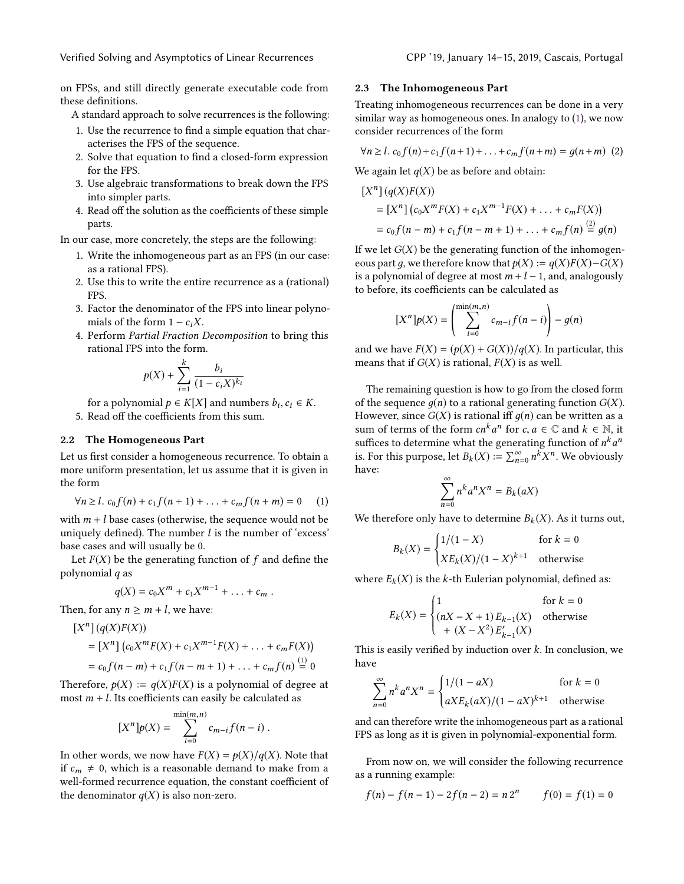on FPSs, and still directly generate executable code from these definitions.

A standard approach to solve recurrences is the following:

1. Use the recurrence to find a simple equation that characterises the FPS of the sequence.
2. Solve that equation to find a closed-form expression for the FPS.
3. Use algebraic transformations to break down the FPS into simpler parts.
4. Read off the solution as the coefficients of these simple parts.

In our case, more concretely, the steps are the following:

1. Write the inhomogeneous part as an FPS (in our case: as a rational FPS).
2. Use this to write the entire recurrence as a (rational) FPS.
3. Factor the denominator of the FPS into linear polynomials of the form $1 - c_i X$.
4. Perform *Partial Fraction Decomposition* to bring this rational FPS into the form.
$$p(X) + \sum_{i=1}^{k} \frac{b_i}{(1 - c_i X)^{k_i}}$$
for a polynomial $p \in K[X]$ and numbers $b_i, c_i \in K$.
5. Read off the coefficients from this sum.

### 2.2 The Homogeneous Part

Let us first consider a homogeneous recurrence. To obtain a more uniform presentation, let us assume that it is given in the form

$$\forall n \geq l.\ c_0 f(n) + c_1 f(n+1) + \ldots + c_m f(n+m) = 0 \qquad (1)$$

with $m + l$ base cases (otherwise, the sequence would not be uniquely defined). The number $l$ is the number of 'excess' base cases and will usually be 0.

Let $F(X)$ be the generating function of $f$ and define the polynomial $q$ as

$$q(X) = c_0 X^m + c_1 X^{m-1} + \ldots + c_m\ .$$

Then, for any $n \geq m + l$, we have:

$$\begin{aligned}
&[X^n]\,(q(X)F(X)) \\
&= [X^n]\left(c_0 X^m F(X) + c_1 X^{m-1} F(X) + \ldots + c_m F(X)\right) \\
&= c_0 f(n-m) + c_1 f(n-m+1) + \ldots + c_m f(n) \overset{(1)}{=} 0
\end{aligned}$$

Therefore, $p(X) := q(X)F(X)$ is a polynomial of degree at most $m + l$. Its coefficients can easily be calculated as

$$[X^n]p(X) = \sum_{i=0}^{\min(m,n)} c_{m-i} f(n-i)\ .$$

In other words, we now have $F(X) = p(X)/q(X)$. Note that if $c_m \neq 0$, which is a reasonable demand to make from a well-formed recurrence equation, the constant coefficient of the denominator $q(X)$ is also non-zero.

### 2.3 The Inhomogeneous Part

Treating inhomogeneous recurrences can be done in a very similar way as homogeneous ones. In analogy to (1), we now consider recurrences of the form

$$\forall n \geq l.\ c_0 f(n) + c_1 f(n+1) + \ldots + c_m f(n+m) = g(n+m) \quad (2)$$

We again let $q(X)$ be as before and obtain:

$$\begin{aligned}
&[X^n]\,(q(X)F(X)) \\
&= [X^n]\left(c_0 X^m F(X) + c_1 X^{m-1} F(X) + \ldots + c_m F(X)\right) \\
&= c_0 f(n-m) + c_1 f(n-m+1) + \ldots + c_m f(n) \overset{(2)}{=} g(n)
\end{aligned}$$

If we let $G(X)$ be the generating function of the inhomogeneous part $g$, we therefore know that $p(X) := q(X)F(X) - G(X)$ is a polynomial of degree at most $m + l - 1$, and, analogously to before, its coefficients can be calculated as

$$[X^n]p(X) = \left(\sum_{i=0}^{\min(m,n)} c_{m-i} f(n-i)\right) - g(n)$$

and we have $F(X) = (p(X) + G(X))/q(X)$. In particular, this means that if $G(X)$ is rational, $F(X)$ is as well.

The remaining question is how to go from the closed form of the sequence $g(n)$ to a rational generating function $G(X)$. However, since $G(X)$ is rational iff $g(n)$ can be written as a sum of terms of the form $cn^k a^n$ for $c, a \in \mathbb{C}$ and $k \in \mathbb{N}$, it suffices to determine what the generating function of $n^k a^n$ is. For this purpose, let $B_k(X) := \sum_{n=0}^{\infty} n^k X^n$. We obviously have:

$$\sum_{n=0}^{\infty} n^k a^n X^n = B_k(aX)$$

We therefore only have to determine $B_k(X)$. As it turns out,

$$B_k(X) = \begin{cases} 1/(1-X) & \text{for } k = 0 \\ X E_k(X)/(1-X)^{k+1} & \text{otherwise} \end{cases}$$

where $E_k(X)$ is the $k$-th Eulerian polynomial, defined as:

$$E_k(X) = \begin{cases} 1 & \text{for } k = 0 \\ (nX - X + 1)\, E_{k-1}(X) & \text{otherwise} \\ \quad + (X - X^2)\, E'_{k-1}(X) & \end{cases}$$

This is easily verified by induction over $k$. In conclusion, we have

$$\sum_{n=0}^{\infty} n^k a^n X^n = \begin{cases} 1/(1-aX) & \text{for } k = 0 \\ aX E_k(aX)/(1-aX)^{k+1} & \text{otherwise} \end{cases}$$

and can therefore write the inhomogeneous part as a rational FPS as long as it is given in polynomial-exponential form.

From now on, we will consider the following recurrence as a running example:

$$f(n) - f(n-1) - 2f(n-2) = n\,2^n \qquad f(0) = f(1) = 0$$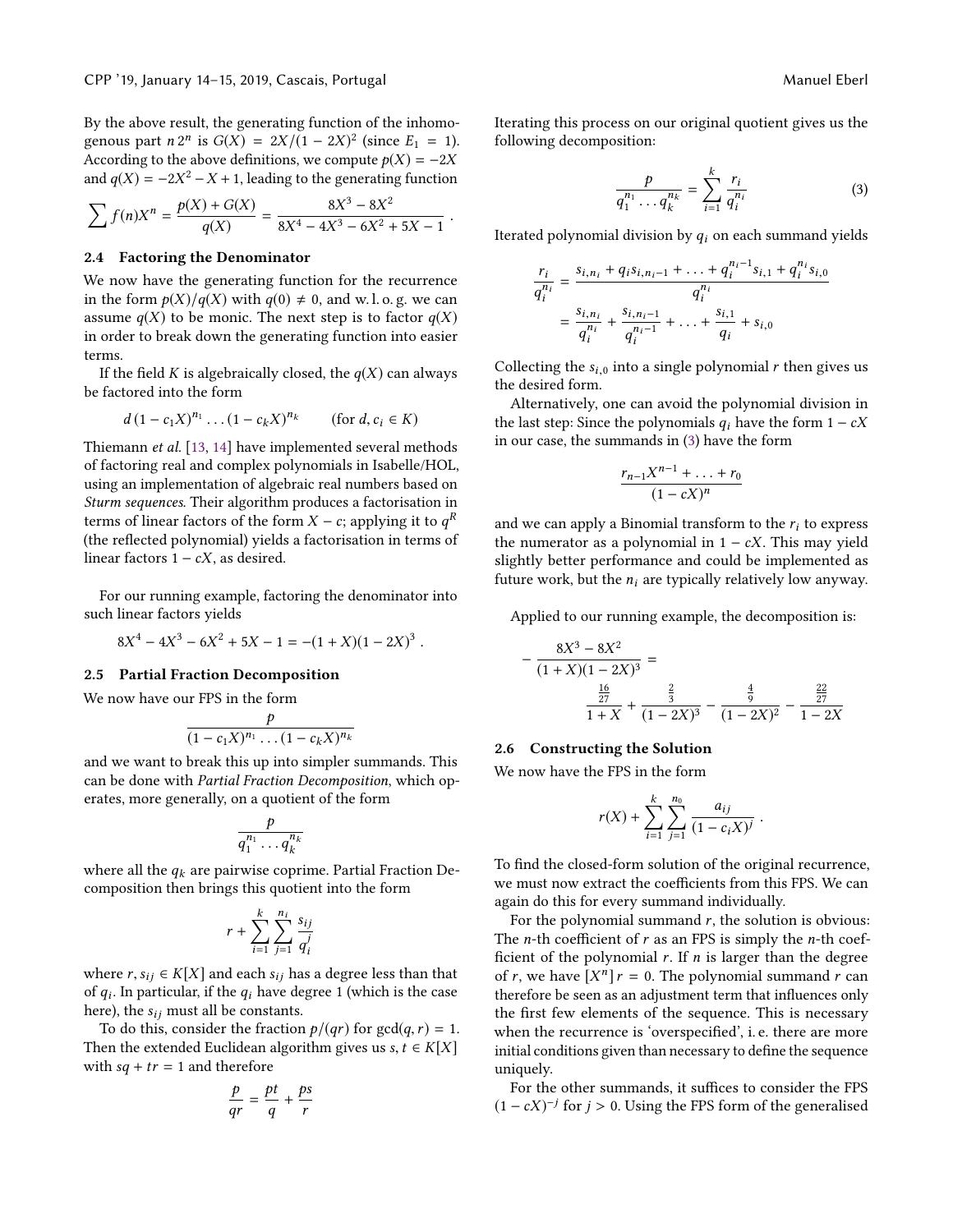By the above result, the generating function of the inhomogenous part $n\,2^n$ is $G(X) = 2X/(1-2X)^2$ (since $E_1 = 1$). According to the above definitions, we compute $p(X) = -2X$ and $q(X) = -2X^2 - X + 1$, leading to the generating function

$$\sum f(n)X^n = \frac{p(X)+G(X)}{q(X)} = \frac{8X^3 - 8X^2}{8X^4 - 4X^3 - 6X^2 + 5X - 1}\ .$$

### 2.4 Factoring the Denominator

We now have the generating function for the recurrence in the form $p(X)/q(X)$ with $q(0) \neq 0$, and w. l. o. g. we can assume $q(X)$ to be monic. The next step is to factor $q(X)$ in order to break down the generating function into easier terms.

If the field $K$ is algebraically closed, the $q(X)$ can always be factored into the form

$$d\,(1-c_1X)^{n_1}\dots(1-c_kX)^{n_k} \qquad (\text{for } d, c_i \in K)$$

Thiemann *et al.* [13, 14] have implemented several methods of factoring real and complex polynomials in Isabelle/HOL, using an implementation of algebraic real numbers based on *Sturm sequences*. Their algorithm produces a factorisation in terms of linear factors of the form $X - c$; applying it to $q^R$ (the reflected polynomial) yields a factorisation in terms of linear factors $1 - cX$, as desired.

For our running example, factoring the denominator into such linear factors yields

$$8X^4 - 4X^3 - 6X^2 + 5X - 1 = -(1+X)(1-2X)^3\ .$$

### 2.5 Partial Fraction Decomposition

We now have our FPS in the form

$$\frac{p}{(1-c_1X)^{n_1}\dots(1-c_kX)^{n_k}}$$

and we want to break this up into simpler summands. This can be done with *Partial Fraction Decomposition*, which operates, more generally, on a quotient of the form

$$\frac{p}{q_1^{n_1}\dots q_k^{n_k}}$$

where all the $q_k$ are pairwise coprime. Partial Fraction Decomposition then brings this quotient into the form

$$r + \sum_{i=1}^{k}\sum_{j=1}^{n_i}\frac{s_{ij}}{q_i^j}$$

where $r, s_{ij} \in K[X]$ and each $s_{ij}$ has a degree less than that of $q_i$. In particular, if the $q_i$ have degree 1 (which is the case here), the $s_{ij}$ must all be constants.

To do this, consider the fraction $p/(qr)$ for $\gcd(q,r) = 1$. Then the extended Euclidean algorithm gives us $s, t \in K[X]$ with $sq + tr = 1$ and therefore

$$\frac{p}{qr} = \frac{pt}{q} + \frac{ps}{r}$$

Iterating this process on our original quotient gives us the following decomposition:

$$\frac{p}{q_1^{n_1}\dots q_k^{n_k}} = \sum_{i=1}^{k}\frac{r_i}{q_i^{n_i}} \tag{3}$$

Iterated polynomial division by $q_i$ on each summand yields

$$\begin{aligned}\frac{r_i}{q_i^{n_i}} &= \frac{s_{i,n_i} + q_i s_{i,n_i-1} + \ldots + q_i^{n_i-1}s_{i,1} + q_i^{n_i}s_{i,0}}{q_i^{n_i}}\\ &= \frac{s_{i,n_i}}{q_i^{n_i}} + \frac{s_{i,n_i-1}}{q_i^{n_i-1}} + \ldots + \frac{s_{i,1}}{q_i} + s_{i,0}\end{aligned}$$

Collecting the $s_{i,0}$ into a single polynomial $r$ then gives us the desired form.

Alternatively, one can avoid the polynomial division in the last step: Since the polynomials $q_i$ have the form $1 - cX$ in our case, the summands in (3) have the form

$$\frac{r_{n-1}X^{n-1} + \ldots + r_0}{(1-cX)^n}$$

and we can apply a Binomial transform to the $r_i$ to express the numerator as a polynomial in $1 - cX$. This may yield slightly better performance and could be implemented as future work, but the $n_i$ are typically relatively low anyway.

Applied to our running example, the decomposition is:

$$-\frac{8X^3 - 8X^2}{(1+X)(1-2X)^3} = \frac{\frac{16}{27}}{1+X} + \frac{\frac{2}{3}}{(1-2X)^3} - \frac{\frac{4}{9}}{(1-2X)^2} - \frac{\frac{22}{27}}{1-2X}$$

### 2.6 Constructing the Solution

We now have the FPS in the form

$$r(X) + \sum_{i=1}^{k}\sum_{j=1}^{n_0}\frac{a_{ij}}{(1-c_iX)^j}\ .$$

To find the closed-form solution of the original recurrence, we must now extract the coefficients from this FPS. We can again do this for every summand individually.

For the polynomial summand $r$, the solution is obvious: The $n$-th coefficient of $r$ as an FPS is simply the $n$-th coefficient of the polynomial $r$. If $n$ is larger than the degree of $r$, we have $[X^n]\,r = 0$. The polynomial summand $r$ can therefore be seen as an adjustment term that influences only the first few elements of the sequence. This is necessary when the recurrence is 'overspecified', i. e. there are more initial conditions given than necessary to define the sequence uniquely.

For the other summands, it suffices to consider the FPS $(1-cX)^{-j}$ for $j > 0$. Using the FPS form of the generalised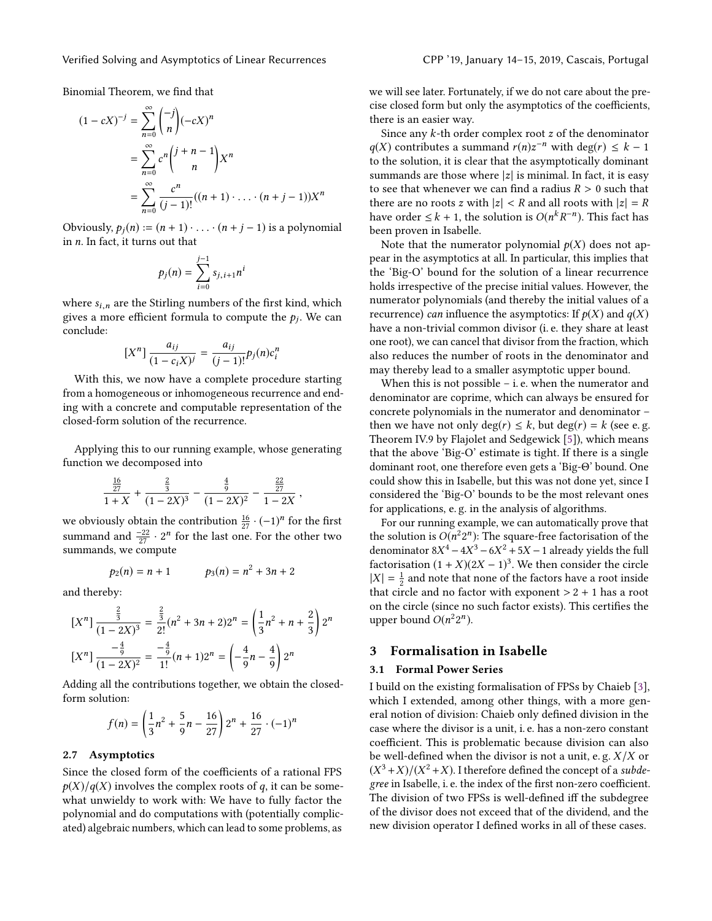Binomial Theorem, we find that

$$
\begin{aligned}
(1 - cX)^{-j} &= \sum_{n=0}^{\infty} \binom{-j}{n} (-cX)^n \\
&= \sum_{n=0}^{\infty} c^n \binom{j+n-1}{n} X^n \\
&= \sum_{n=0}^{\infty} \frac{c^n}{(j-1)!} ((n+1) \cdot \ldots \cdot (n+j-1)) X^n
\end{aligned}
$$

Obviously, $p_j(n) := (n+1) \cdot \ldots \cdot (n+j-1)$ is a polynomial in $n$. In fact, it turns out that

$$
p_j(n) = \sum_{i=0}^{j-1} s_{j,i+1} n^i
$$

where $s_{i,n}$ are the Stirling numbers of the first kind, which gives a more efficient formula to compute the $p_j$. We can conclude:

$$
[X^n] \frac{a_{ij}}{(1 - c_i X)^j} = \frac{a_{ij}}{(j-1)!} p_j(n) c_i^n
$$

With this, we now have a complete procedure starting from a homogeneous or inhomogeneous recurrence and ending with a concrete and computable representation of the closed-form solution of the recurrence.

Applying this to our running example, whose generating function we decomposed into

$$
\frac{\frac{16}{27}}{1+X} + \frac{\frac{2}{3}}{(1-2X)^3} - \frac{\frac{4}{9}}{(1-2X)^2} - \frac{\frac{22}{27}}{1-2X},
$$

we obviously obtain the contribution $\frac{16}{27} \cdot (-1)^n$ for the first summand and $\frac{-22}{27} \cdot 2^n$ for the last one. For the other two summands, we compute

$$
p_2(n) = n + 1 \qquad\qquad p_3(n) = n^2 + 3n + 2
$$

and thereby:

$$
\begin{aligned}
[X^n] \frac{\frac{2}{3}}{(1-2X)^3} &= \frac{\frac{2}{3}}{2!}(n^2 + 3n + 2)2^n = \left(\frac{1}{3}n^2 + n + \frac{2}{3}\right) 2^n \\
[X^n] \frac{-\frac{4}{9}}{(1-2X)^2} &= \frac{-\frac{4}{9}}{1!}(n+1)2^n = \left(-\frac{4}{9}n - \frac{4}{9}\right) 2^n
\end{aligned}
$$

Adding all the contributions together, we obtain the closed-form solution:

$$
f(n) = \left(\frac{1}{3}n^2 + \frac{5}{9}n - \frac{16}{27}\right) 2^n + \frac{16}{27} \cdot (-1)^n
$$

### 2.7 Asymptotics

Since the closed form of the coefficients of a rational FPS $p(X)/q(X)$ involves the complex roots of $q$, it can be somewhat unwieldy to work with: We have to fully factor the polynomial and do computations with (potentially complicated) algebraic numbers, which can lead to some problems, as we will see later. Fortunately, if we do not care about the precise closed form but only the asymptotics of the coefficients, there is an easier way.

Since any $k$-th order complex root $z$ of the denominator $q(X)$ contributes a summand $r(n)z^{-n}$ with $\deg(r) \le k - 1$ to the solution, it is clear that the asymptotically dominant summands are those where $|z|$ is minimal. In fact, it is easy to see that whenever we can find a radius $R > 0$ such that there are no roots $z$ with $|z| < R$ and all roots with $|z| = R$ have order $\le k + 1$, the solution is $O(n^k R^{-n})$. This fact has been proven in Isabelle.

Note that the numerator polynomial $p(X)$ does not appear in the asymptotics at all. In particular, this implies that the 'Big-O' bound for the solution of a linear recurrence holds irrespective of the precise initial values. However, the numerator polynomials (and thereby the initial values of a recurrence) *can* influence the asymptotics: If $p(X)$ and $q(X)$ have a non-trivial common divisor (i. e. they share at least one root), we can cancel that divisor from the fraction, which also reduces the number of roots in the denominator and may thereby lead to a smaller asymptotic upper bound.

When this is not possible – i. e. when the numerator and denominator are coprime, which can always be ensured for concrete polynomials in the numerator and denominator – then we have not only $\deg(r) \le k$, but $\deg(r) = k$ (see e. g. Theorem IV.9 by Flajolet and Sedgewick [5]), which means that the above 'Big-O' estimate is tight. If there is a single dominant root, one therefore even gets a 'Big-Θ' bound. One could show this in Isabelle, but this was not done yet, since I considered the 'Big-O' bounds to be the most relevant ones for applications, e. g. in the analysis of algorithms.

For our running example, we can automatically prove that the solution is $O(n^2 2^n)$: The square-free factorisation of the denominator $8X^4 - 4X^3 - 6X^2 + 5X - 1$ already yields the full factorisation $(1 + X)(2X - 1)^3$. We then consider the circle $|X| = \frac{1}{2}$ and note that none of the factors have a root inside that circle and no factor with exponent $> 2 + 1$ has a root on the circle (since no such factor exists). This certifies the upper bound $O(n^2 2^n)$.

## 3 Formalisation in Isabelle

### 3.1 Formal Power Series

I build on the existing formalisation of FPSs by Chaieb [3], which I extended, among other things, with a more general notion of division: Chaieb only defined division in the case where the divisor is a unit, i. e. has a non-zero constant coefficient. This is problematic because division can also be well-defined when the divisor is not a unit, e. g. $X/X$ or $(X^3 + X)/(X^2 + X)$. I therefore defined the concept of a *subdegree* in Isabelle, i. e. the index of the first non-zero coefficient. The division of two FPSs is well-defined iff the subdegree of the divisor does not exceed that of the dividend, and the new division operator I defined works in all of these cases.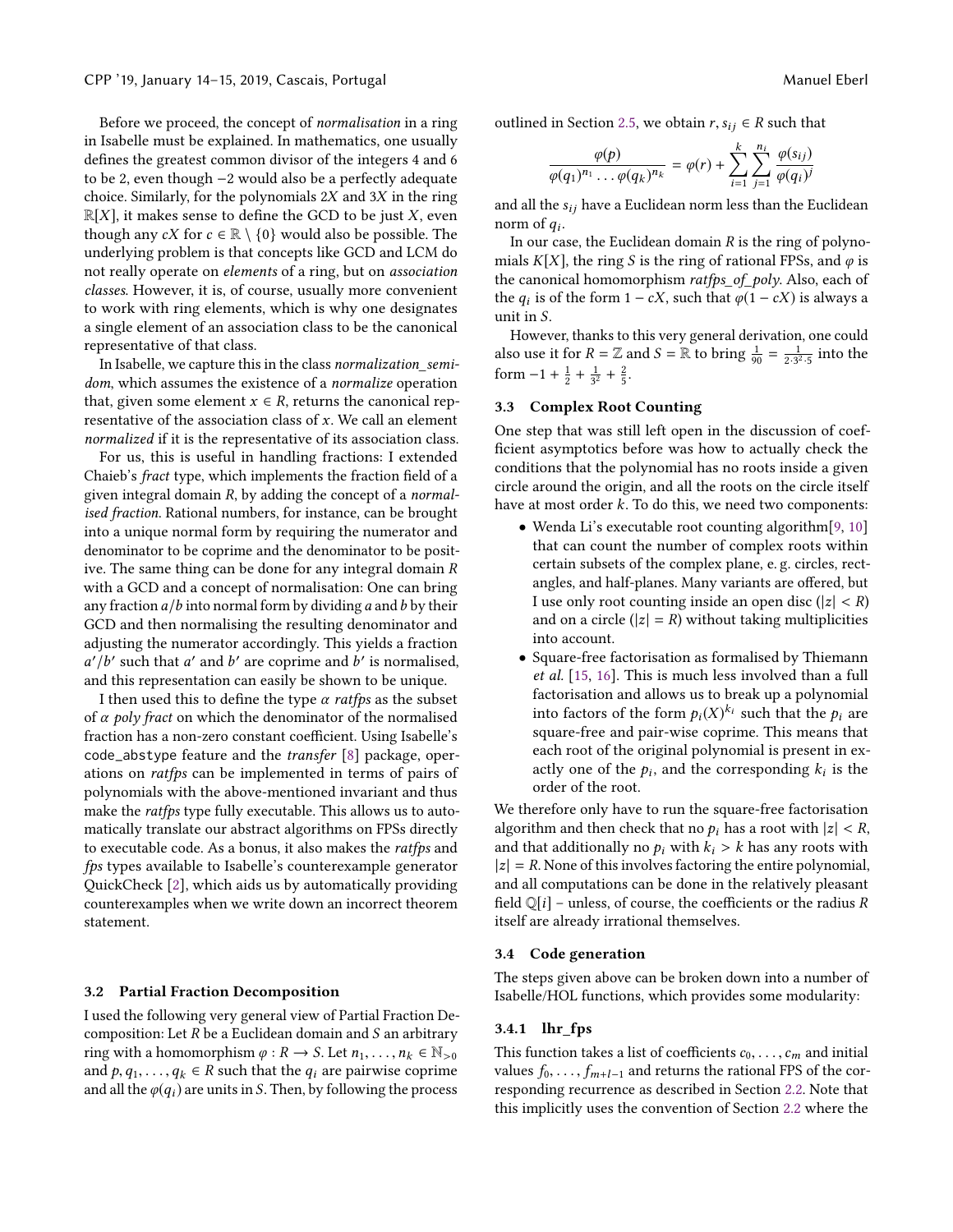Before we proceed, the concept of *normalisation* in a ring in Isabelle must be explained. In mathematics, one usually defines the greatest common divisor of the integers 4 and 6 to be 2, even though −2 would also be a perfectly adequate choice. Similarly, for the polynomials $2X$ and $3X$ in the ring $\mathbb{R}[X]$, it makes sense to define the GCD to be just $X$, even though any $cX$ for $c \in \mathbb{R} \setminus \{0\}$ would also be possible. The underlying problem is that concepts like GCD and LCM do not really operate on *elements* of a ring, but on *association classes*. However, it is, of course, usually more convenient to work with ring elements, which is why one designates a single element of an association class to be the canonical representative of that class.

In Isabelle, we capture this in the class *normalization_semidom*, which assumes the existence of a *normalize* operation that, given some element $x \in R$, returns the canonical representative of the association class of $x$. We call an element *normalized* if it is the representative of its association class.

For us, this is useful in handling fractions: I extended Chaieb's *fract* type, which implements the fraction field of a given integral domain $R$, by adding the concept of a *normalised fraction*. Rational numbers, for instance, can be brought into a unique normal form by requiring the numerator and denominator to be coprime and the denominator to be positive. The same thing can be done for any integral domain $R$ with a GCD and a concept of normalisation: One can bring any fraction $a/b$ into normal form by dividing $a$ and $b$ by their GCD and then normalising the resulting denominator and adjusting the numerator accordingly. This yields a fraction $a'/b'$ such that $a'$ and $b'$ are coprime and $b'$ is normalised, and this representation can easily be shown to be unique.

I then used this to define the type $\alpha$ *ratfps* as the subset of $\alpha$ *poly fract* on which the denominator of the normalised fraction has a non-zero constant coefficient. Using Isabelle's `code_abstype` feature and the *transfer* [8] package, operations on *ratfps* can be implemented in terms of pairs of polynomials with the above-mentioned invariant and thus make the *ratfps* type fully executable. This allows us to automatically translate our abstract algorithms on FPSs directly to executable code. As a bonus, it also makes the *ratfps* and *fps* types available to Isabelle's counterexample generator QuickCheck [2], which aids us by automatically providing counterexamples when we write down an incorrect theorem statement.

### 3.2 Partial Fraction Decomposition

I used the following very general view of Partial Fraction Decomposition: Let $R$ be a Euclidean domain and $S$ an arbitrary ring with a homomorphism $\varphi : R \to S$. Let $n_1, \ldots, n_k \in \mathbb{N}_{>0}$ and $p, q_1, \ldots, q_k \in R$ such that the $q_i$ are pairwise coprime and all the $\varphi(q_i)$ are units in $S$. Then, by following the process outlined in Section 2.5, we obtain $r, s_{ij} \in R$ such that

$$\frac{\varphi(p)}{\varphi(q_1)^{n_1} \ldots \varphi(q_k)^{n_k}} = \varphi(r) + \sum_{i=1}^{k} \sum_{j=1}^{n_i} \frac{\varphi(s_{ij})}{\varphi(q_i)^j}$$

and all the $s_{ij}$ have a Euclidean norm less than the Euclidean norm of $q_i$.

In our case, the Euclidean domain $R$ is the ring of polynomials $K[X]$, the ring $S$ is the ring of rational FPSs, and $\varphi$ is the canonical homomorphism *ratfps_of_poly*. Also, each of the $q_i$ is of the form $1 - cX$, such that $\varphi(1 - cX)$ is always a unit in $S$.

However, thanks to this very general derivation, one could also use it for $R = \mathbb{Z}$ and $S = \mathbb{R}$ to bring $\frac{1}{90} = \frac{1}{2 \cdot 3^2 \cdot 5}$ into the form $-1 + \frac{1}{2} + \frac{1}{3^2} + \frac{2}{5}$.

### 3.3 Complex Root Counting

One step that was still left open in the discussion of coefficient asymptotics before was how to actually check the conditions that the polynomial has no roots inside a given circle around the origin, and all the roots on the circle itself have at most order $k$. To do this, we need two components:

- Wenda Li's executable root counting algorithm[9, 10] that can count the number of complex roots within certain subsets of the complex plane, e. g. circles, rectangles, and half-planes. Many variants are offered, but I use only root counting inside an open disc ($|z| < R$) and on a circle ($|z| = R$) without taking multiplicities into account.
- Square-free factorisation as formalised by Thiemann *et al.* [15, 16]. This is much less involved than a full factorisation and allows us to break up a polynomial into factors of the form $p_i(X)^{k_i}$ such that the $p_i$ are square-free and pair-wise coprime. This means that each root of the original polynomial is present in exactly one of the $p_i$, and the corresponding $k_i$ is the order of the root.

We therefore only have to run the square-free factorisation algorithm and then check that no $p_i$ has a root with $|z| < R$, and that additionally no $p_i$ with $k_i > k$ has any roots with $|z| = R$. None of this involves factoring the entire polynomial, and all computations can be done in the relatively pleasant field $\mathbb{Q}[i]$ – unless, of course, the coefficients or the radius $R$ itself are already irrational themselves.

### 3.4 Code generation

The steps given above can be broken down into a number of Isabelle/HOL functions, which provides some modularity:

#### 3.4.1 lhr_fps

This function takes a list of coefficients $c_0, \ldots, c_m$ and initial values $f_0, \ldots, f_{m+l-1}$ and returns the rational FPS of the corresponding recurrence as described in Section 2.2. Note that this implicitly uses the convention of Section 2.2 where the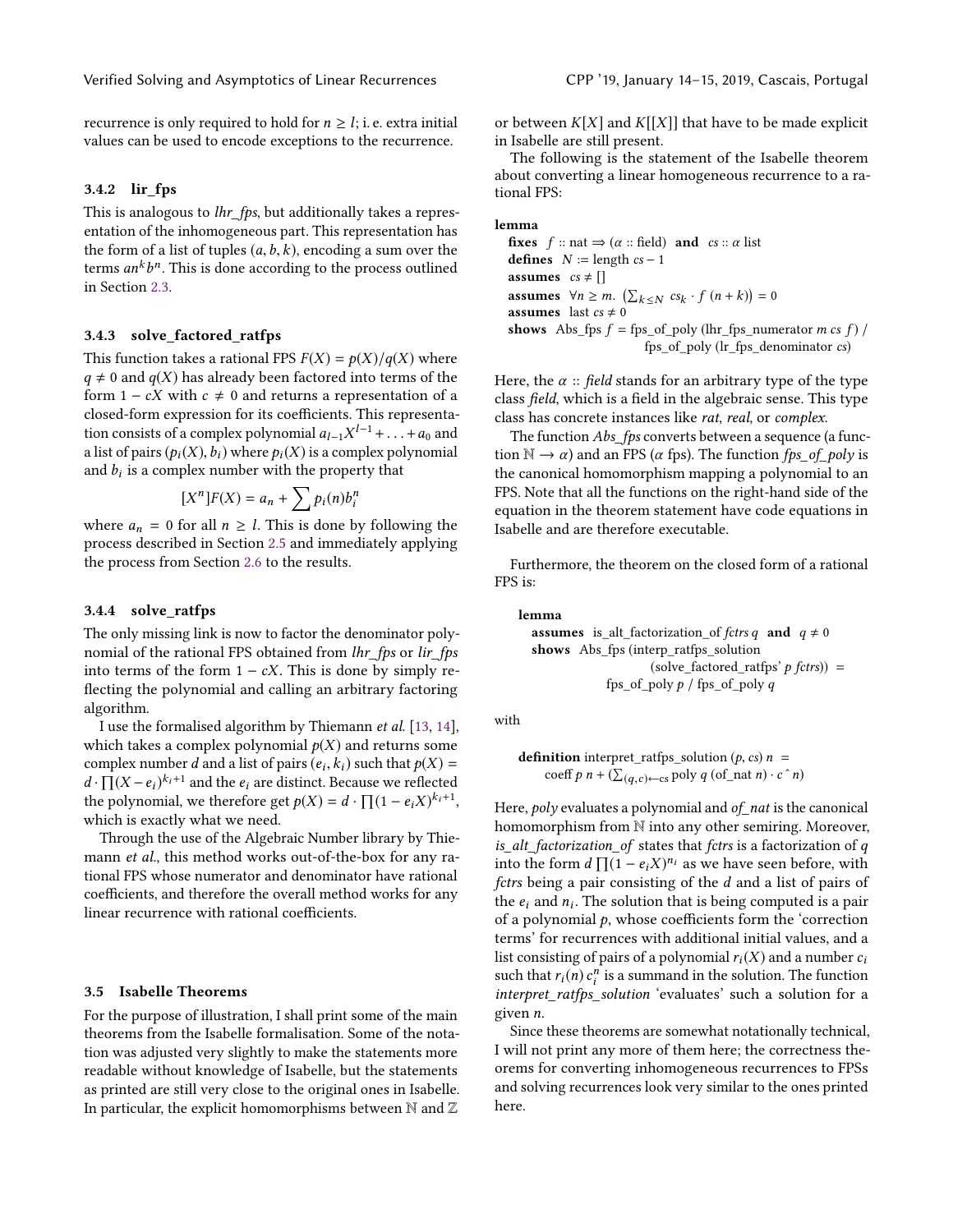recurrence is only required to hold for $n \geq l$; i. e. extra initial values can be used to encode exceptions to the recurrence.

### 3.4.2 lir_fps

This is analogous to *lhr_fps*, but additionally takes a representation of the inhomogeneous part. This representation has the form of a list of tuples $(a, b, k)$, encoding a sum over the terms $an^k b^n$. This is done according to the process outlined in Section 2.3.

### 3.4.3 solve_factored_ratfps

This function takes a rational FPS $F(X) = p(X)/q(X)$ where $q \neq 0$ and $q(X)$ has already been factored into terms of the form $1 - cX$ with $c \neq 0$ and returns a representation of a closed-form expression for its coefficients. This representation consists of a complex polynomial $a_{l-1}X^{l-1} + \ldots + a_0$ and a list of pairs $(p_i(X), b_i)$ where $p_i(X)$ is a complex polynomial and $b_i$ is a complex number with the property that

$$[X^n]F(X) = a_n + \sum p_i(n) b_i^n$$

where $a_n = 0$ for all $n \geq l$. This is done by following the process described in Section 2.5 and immediately applying the process from Section 2.6 to the results.

### 3.4.4 solve_ratfps

The only missing link is now to factor the denominator polynomial of the rational FPS obtained from *lhr_fps* or *lir_fps* into terms of the form $1 - cX$. This is done by simply reflecting the polynomial and calling an arbitrary factoring algorithm.

I use the formalised algorithm by Thiemann *et al.* [13, 14], which takes a complex polynomial $p(X)$ and returns some complex number $d$ and a list of pairs $(e_i, k_i)$ such that $p(X) = d \cdot \prod (X - e_i)^{k_i+1}$ and the $e_i$ are distinct. Because we reflected the polynomial, we therefore get $p(X) = d \cdot \prod (1 - e_i X)^{k_i+1}$, which is exactly what we need.

Through the use of the Algebraic Number library by Thiemann *et al.*, this method works out-of-the-box for any rational FPS whose numerator and denominator have rational coefficients, and therefore the overall method works for any linear recurrence with rational coefficients.

## 3.5 Isabelle Theorems

For the purpose of illustration, I shall print some of the main theorems from the Isabelle formalisation. Some of the notation was adjusted very slightly to make the statements more readable without knowledge of Isabelle, but the statements as printed are still very close to the original ones in Isabelle. In particular, the explicit homomorphisms between $\mathbb{N}$ and $\mathbb{Z}$ or between $K[X]$ and $K[[X]]$ that have to be made explicit in Isabelle are still present.

The following is the statement of the Isabelle theorem about converting a linear homogeneous recurrence to a rational FPS:

**lemma**
  **fixes** $f$ :: nat ⇒ ($\alpha$ :: field) **and** $cs$ :: $\alpha$ list
  **defines** $N$ := length $cs - 1$
  **assumes** $cs \neq []$
  **assumes** $\forall n \geq m.\ \left(\sum_{k \leq N} cs_k \cdot f\ (n+k)\right) = 0$
  **assumes** last $cs \neq 0$
  **shows** Abs_fps $f$ = fps_of_poly (lhr_fps_numerator $m$ $cs$ $f$) / fps_of_poly (lr_fps_denominator $cs$)

Here, the $\alpha$ :: *field* stands for an arbitrary type of the type class *field*, which is a field in the algebraic sense. This type class has concrete instances like *rat*, *real*, or *complex*.

The function *Abs_fps* converts between a sequence (a function $\mathbb{N} \to \alpha$) and an FPS ($\alpha$ fps). The function *fps_of_poly* is the canonical homomorphism mapping a polynomial to an FPS. Note that all the functions on the right-hand side of the equation in the theorem statement have code equations in Isabelle and are therefore executable.

Furthermore, the theorem on the closed form of a rational FPS is:

**lemma**
  **assumes** is_alt_factorization_of *fctrs* $q$ **and** $q \neq 0$
  **shows** Abs_fps (interp_ratfps_solution (solve_factored_ratfps' $p$ *fctrs*)) = fps_of_poly $p$ / fps_of_poly $q$

with

**definition** interpret_ratfps_solution $(p, cs)$ $n$ =
  coeff $p$ $n$ + $(\sum_{(q,c) \leftarrow cs}$ poly $q$ (of_nat $n$) $\cdot$ $c$ ^ $n)$

Here, *poly* evaluates a polynomial and *of_nat* is the canonical homomorphism from $\mathbb{N}$ into any other semiring. Moreover, *is_alt_factorization_of* states that *fctrs* is a factorization of $q$ into the form $d \prod (1 - e_i X)^{n_i}$ as we have seen before, with *fctrs* being a pair consisting of the $d$ and a list of pairs of the $e_i$ and $n_i$. The solution that is being computed is a pair of a polynomial $p$, whose coefficients form the 'correction terms' for recurrences with additional initial values, and a list consisting of pairs of a polynomial $r_i(X)$ and a number $c_i$ such that $r_i(n)\, c_i^n$ is a summand in the solution. The function *interpret_ratfps_solution* 'evaluates' such a solution for a given $n$.

Since these theorems are somewhat notationally technical, I will not print any more of them here; the correctness theorems for converting inhomogeneous recurrences to FPSs and solving recurrences look very similar to the ones printed here.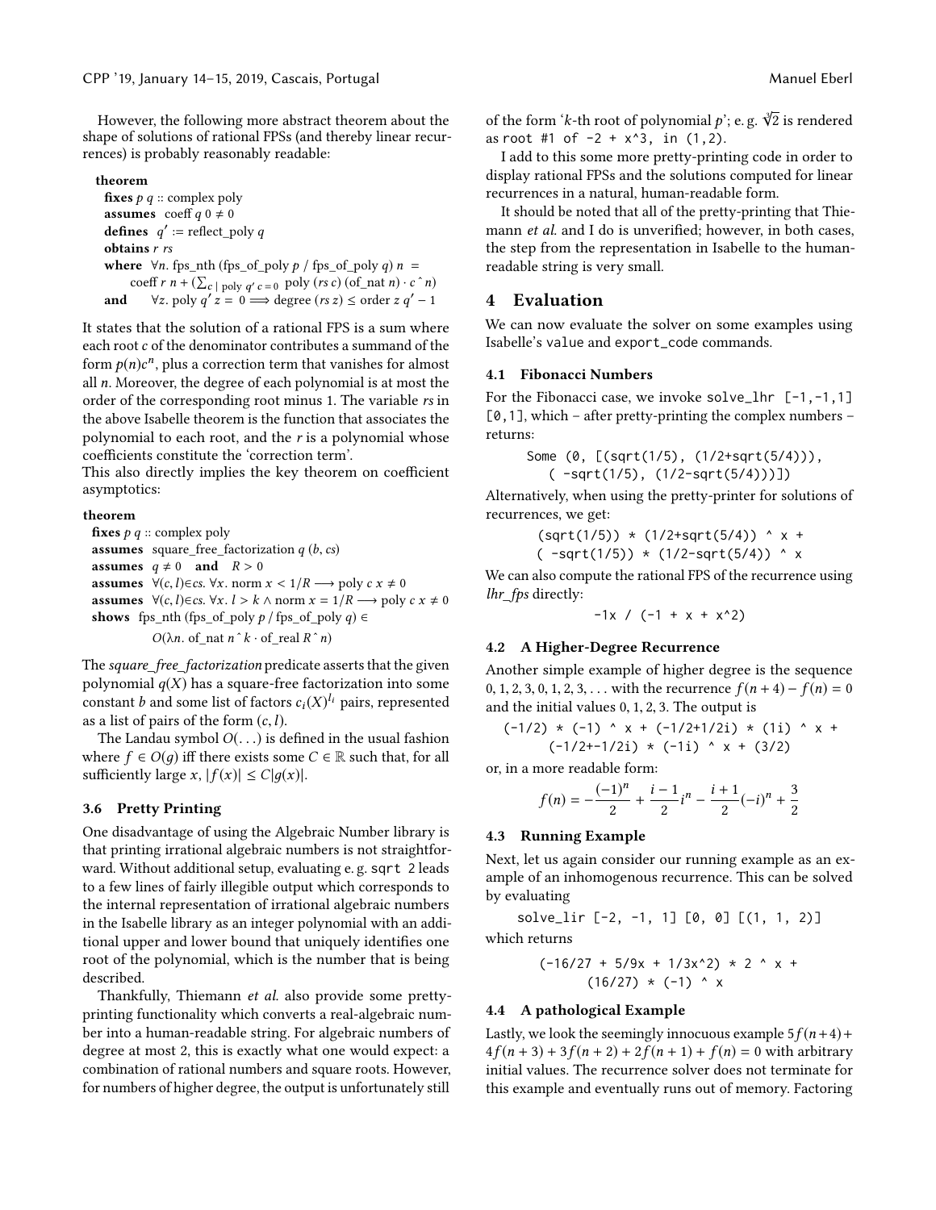However, the following more abstract theorem about the shape of solutions of rational FPSs (and thereby linear recurrences) is probably reasonably readable:

**theorem**
**fixes** $p$ $q$ :: complex poly
**assumes** coeff $q$ $0 \neq 0$
**defines** $q' :=$ reflect_poly $q$
**obtains** $r$ $rs$
**where** $\forall n.$ fps_nth (fps_of_poly $p$ / fps_of_poly $q$) $n$ =
coeff $r$ $n$ + ($\sum_{c \mid \text{poly } q'\ c = 0}$ poly ($rs$ $c$) (of_nat $n$) $\cdot$ $c$ ^ $n$)
**and** $\forall z.$ poly $q'$ $z$ = $0 \Longrightarrow$ degree ($rs$ $z$) $\leq$ order $z$ $q'$ − 1

It states that the solution of a rational FPS is a sum where each root $c$ of the denominator contributes a summand of the form $p(n)c^n$, plus a correction term that vanishes for almost all $n$. Moreover, the degree of each polynomial is at most the order of the corresponding root minus 1. The variable $rs$ in the above Isabelle theorem is the function that associates the polynomial to each root, and the $r$ is a polynomial whose coefficients constitute the 'correction term'.
This also directly implies the key theorem on coefficient asymptotics:

**theorem**
**fixes** $p$ $q$ :: complex poly
**assumes** square_free_factorization $q$ $(b, cs)$
**assumes** $q \neq 0$ **and** $R > 0$
**assumes** $\forall (c, l) \in cs.\ \forall x.$ norm $x < 1/R \longrightarrow$ poly $c$ $x \neq 0$
**assumes** $\forall (c, l) \in cs.\ \forall x.\ l > k \wedge$ norm $x = 1/R \longrightarrow$ poly $c$ $x \neq 0$
**shows** fps_nth (fps_of_poly $p$ / fps_of_poly $q$) $\in$
$O(\lambda n.$ of_nat $n$ ^ $k$ $\cdot$ of_real $R$ ^ $n$)

The *square_free_factorization* predicate asserts that the given polynomial $q(X)$ has a square-free factorization into some constant $b$ and some list of factors $c_i(X)^{l_i}$ pairs, represented as a list of pairs of the form $(c, l)$.

The Landau symbol $O(\ldots)$ is defined in the usual fashion where $f \in O(g)$ iff there exists some $C \in \mathbb{R}$ such that, for all sufficiently large $x$, $|f(x)| \leq C|g(x)|$.

### 3.6 Pretty Printing

One disadvantage of using the Algebraic Number library is that printing irrational algebraic numbers is not straightforward. Without additional setup, evaluating e. g. `sqrt 2` leads to a few lines of fairly illegible output which corresponds to the internal representation of irrational algebraic numbers in the Isabelle library as an integer polynomial with an additional upper and lower bound that uniquely identifies one root of the polynomial, which is the number that is being described.

Thankfully, Thiemann *et al.* also provide some pretty-printing functionality which converts a real-algebraic number into a human-readable string. For algebraic numbers of degree at most 2, this is exactly what one would expect: a combination of rational numbers and square roots. However, for numbers of higher degree, the output is unfortunately still of the form '$k$-th root of polynomial $p$'; e. g. $\sqrt[3]{2}$ is rendered as `root #1 of -2 + x^3, in (1,2)`.

I add to this some more pretty-printing code in order to display rational FPSs and the solutions computed for linear recurrences in a natural, human-readable form.

It should be noted that all of the pretty-printing that Thiemann *et al.* and I do is unverified; however, in both cases, the step from the representation in Isabelle to the human-readable string is very small.

## 4 Evaluation

We can now evaluate the solver on some examples using Isabelle's `value` and `export_code` commands.

### 4.1 Fibonacci Numbers

For the Fibonacci case, we invoke `solve_lhr [-1,-1,1] [0,1]`, which – after pretty-printing the complex numbers – returns:

```
Some (0, [(sqrt(1/5), (1/2+sqrt(5/4))),
   ( -sqrt(1/5), (1/2-sqrt(5/4)))])
```

Alternatively, when using the pretty-printer for solutions of recurrences, we get:

```
(sqrt(1/5)) * (1/2+sqrt(5/4)) ^ x +
( -sqrt(1/5)) * (1/2-sqrt(5/4)) ^ x
```

We can also compute the rational FPS of the recurrence using *lhr_fps* directly:

```
-1x / (-1 + x + x^2)
```

### 4.2 A Higher-Degree Recurrence

Another simple example of higher degree is the sequence $0, 1, 2, 3, 0, 1, 2, 3, \ldots$ with the recurrence $f(n+4) - f(n) = 0$ and the initial values $0, 1, 2, 3$. The output is

```
(-1/2) * (-1) ^ x + (-1/2+1/2i) * (1i) ^ x +
   (-1/2+-1/2i) * (-1i) ^ x + (3/2)
```

or, in a more readable form:

$$f(n) = -\frac{(-1)^n}{2} + \frac{i-1}{2}i^n - \frac{i+1}{2}(-i)^n + \frac{3}{2}$$

### 4.3 Running Example

Next, let us again consider our running example as an example of an inhomogenous recurrence. This can be solved by evaluating

```
solve_lir [-2, -1, 1] [0, 0] [(1, 1, 2)]
```

which returns

```
(-16/27 + 5/9x + 1/3x^2) * 2 ^ x +
   (16/27) * (-1) ^ x
```

### 4.4 A pathological Example

Lastly, we look the seemingly innocuous example $5f(n+4) + 4f(n+3) + 3f(n+2) + 2f(n+1) + f(n) = 0$ with arbitrary initial values. The recurrence solver does not terminate for this example and eventually runs out of memory. Factoring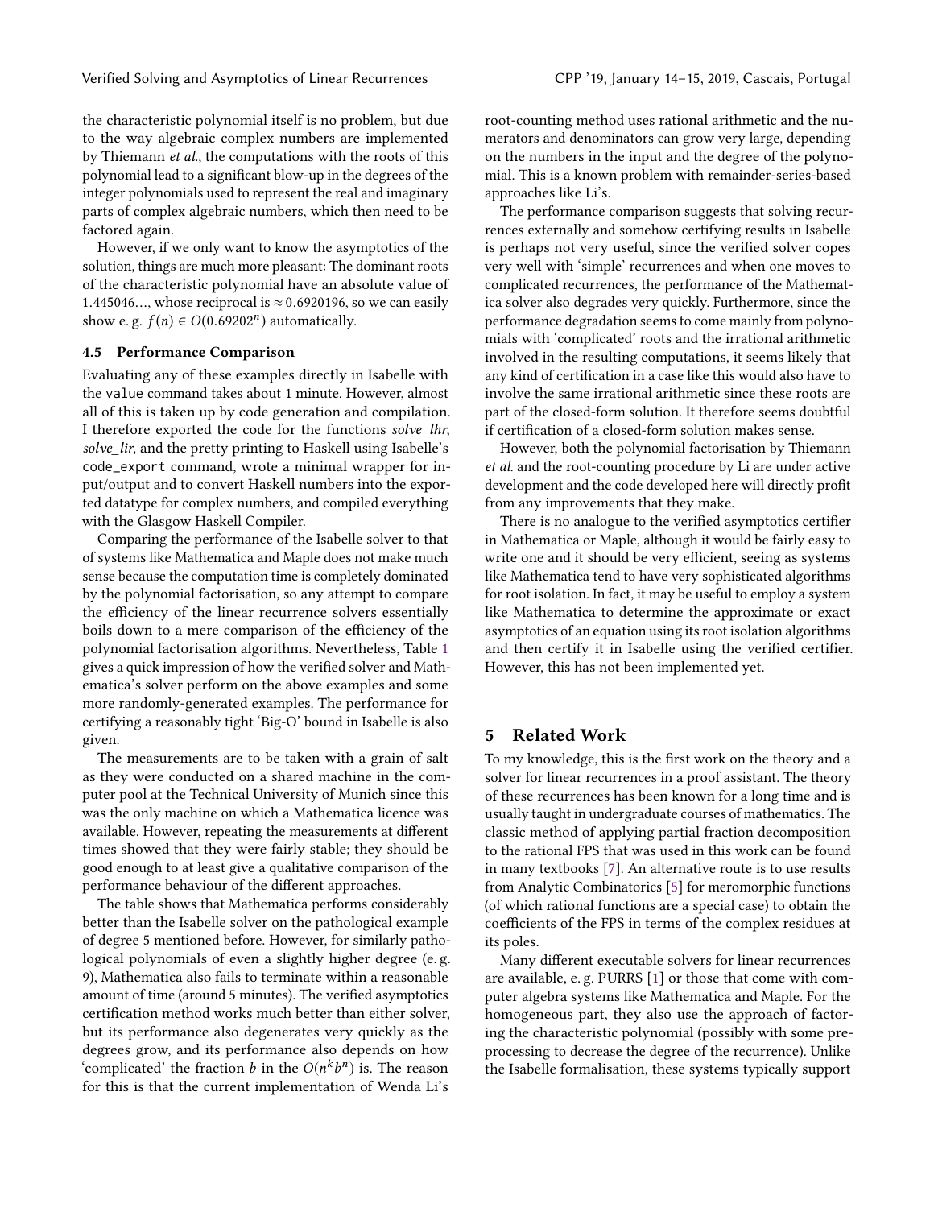the characteristic polynomial itself is no problem, but due to the way algebraic complex numbers are implemented by Thiemann *et al.*, the computations with the roots of this polynomial lead to a significant blow-up in the degrees of the integer polynomials used to represent the real and imaginary parts of complex algebraic numbers, which then need to be factored again.

However, if we only want to know the asymptotics of the solution, things are much more pleasant: The dominant roots of the characteristic polynomial have an absolute value of 1.445046…, whose reciprocal is $\approx 0.6920196$, so we can easily show e. g. $f(n) \in O(0.69202^n)$ automatically.

### 4.5 Performance Comparison

Evaluating any of these examples directly in Isabelle with the `value` command takes about 1 minute. However, almost all of this is taken up by code generation and compilation. I therefore exported the code for the functions *solve_lhr*, *solve_lir*, and the pretty printing to Haskell using Isabelle's `code_export` command, wrote a minimal wrapper for input/output and to convert Haskell numbers into the exported datatype for complex numbers, and compiled everything with the Glasgow Haskell Compiler.

Comparing the performance of the Isabelle solver to that of systems like Mathematica and Maple does not make much sense because the computation time is completely dominated by the polynomial factorisation, so any attempt to compare the efficiency of the linear recurrence solvers essentially boils down to a mere comparison of the efficiency of the polynomial factorisation algorithms. Nevertheless, Table 1 gives a quick impression of how the verified solver and Mathematica's solver perform on the above examples and some more randomly-generated examples. The performance for certifying a reasonably tight 'Big-O' bound in Isabelle is also given.

The measurements are to be taken with a grain of salt as they were conducted on a shared machine in the computer pool at the Technical University of Munich since this was the only machine on which a Mathematica licence was available. However, repeating the measurements at different times showed that they were fairly stable; they should be good enough to at least give a qualitative comparison of the performance behaviour of the different approaches.

The table shows that Mathematica performs considerably better than the Isabelle solver on the pathological example of degree 5 mentioned before. However, for similarly pathological polynomials of even a slightly higher degree (e. g. 9), Mathematica also fails to terminate within a reasonable amount of time (around 5 minutes). The verified asymptotics certification method works much better than either solver, but its performance also degenerates very quickly as the degrees grow, and its performance also depends on how 'complicated' the fraction $b$ in the $O(n^k b^n)$ is. The reason for this is that the current implementation of Wenda Li's root-counting method uses rational arithmetic and the numerators and denominators can grow very large, depending on the numbers in the input and the degree of the polynomial. This is a known problem with remainder-series-based approaches like Li's.

The performance comparison suggests that solving recurrences externally and somehow certifying results in Isabelle is perhaps not very useful, since the verified solver copes very well with 'simple' recurrences and when one moves to complicated recurrences, the performance of the Mathematica solver also degrades very quickly. Furthermore, since the performance degradation seems to come mainly from polynomials with 'complicated' roots and the irrational arithmetic involved in the resulting computations, it seems likely that any kind of certification in a case like this would also have to involve the same irrational arithmetic since these roots are part of the closed-form solution. It therefore seems doubtful if certification of a closed-form solution makes sense.

However, both the polynomial factorisation by Thiemann *et al.* and the root-counting procedure by Li are under active development and the code developed here will directly profit from any improvements that they make.

There is no analogue to the verified asymptotics certifier in Mathematica or Maple, although it would be fairly easy to write one and it should be very efficient, seeing as systems like Mathematica tend to have very sophisticated algorithms for root isolation. In fact, it may be useful to employ a system like Mathematica to determine the approximate or exact asymptotics of an equation using its root isolation algorithms and then certify it in Isabelle using the verified certifier. However, this has not been implemented yet.

## 5 Related Work

To my knowledge, this is the first work on the theory and a solver for linear recurrences in a proof assistant. The theory of these recurrences has been known for a long time and is usually taught in undergraduate courses of mathematics. The classic method of applying partial fraction decomposition to the rational FPS that was used in this work can be found in many textbooks [7]. An alternative route is to use results from Analytic Combinatorics [5] for meromorphic functions (of which rational functions are a special case) to obtain the coefficients of the FPS in terms of the complex residues at its poles.

Many different executable solvers for linear recurrences are available, e. g. PURRS [1] or those that come with computer algebra systems like Mathematica and Maple. For the homogeneous part, they also use the approach of factoring the characteristic polynomial (possibly with some preprocessing to decrease the degree of the recurrence). Unlike the Isabelle formalisation, these systems typically support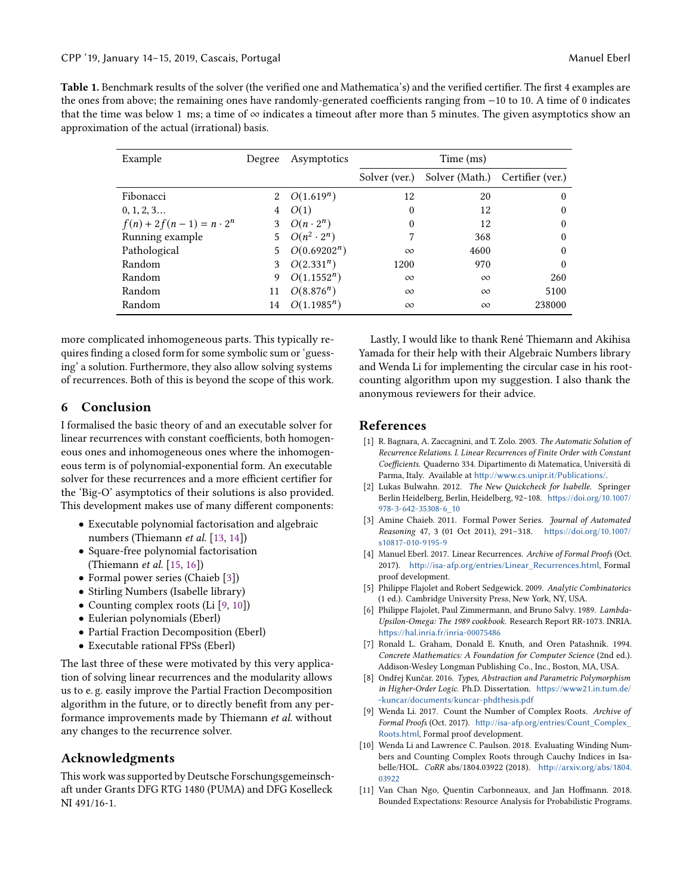**Table 1.** Benchmark results of the solver (the verified one and Mathematica's) and the verified certifier. The first 4 examples are the ones from above; the remaining ones have randomly-generated coefficients ranging from −10 to 10. A time of 0 indicates that the time was below 1 ms; a time of ∞ indicates a timeout after more than 5 minutes. The given asymptotics show an approximation of the actual (irrational) basis.

| Example | Degree | Asymptotics | Time (ms) | | |
|---|---|---|---|---|---|
| | | | Solver (ver.) | Solver (Math.) | Certifier (ver.) |
| Fibonacci | 2 | $O(1.619^n)$ | 12 | 20 | 0 |
| 0, 1, 2, 3... | 4 | $O(1)$ | 0 | 12 | 0 |
| $f(n) + 2f(n-1) = n \cdot 2^n$ | 3 | $O(n \cdot 2^n)$ | 0 | 12 | 0 |
| Running example | 5 | $O(n^2 \cdot 2^n)$ | 7 | 368 | 0 |
| Pathological | 5 | $O(0.69202^n)$ | ∞ | 4600 | 0 |
| Random | 3 | $O(2.331^n)$ | 1200 | 970 | 0 |
| Random | 9 | $O(1.1552^n)$ | ∞ | ∞ | 260 |
| Random | 11 | $O(8.876^n)$ | ∞ | ∞ | 5100 |
| Random | 14 | $O(1.1985^n)$ | ∞ | ∞ | 238000 |

more complicated inhomogeneous parts. This typically requires finding a closed form for some symbolic sum or 'guessing' a solution. Furthermore, they also allow solving systems of recurrences. Both of this is beyond the scope of this work.

## 6 Conclusion

I formalised the basic theory of and an executable solver for linear recurrences with constant coefficients, both homogeneous ones and inhomogeneous ones where the inhomogeneous term is of polynomial-exponential form. An executable solver for these recurrences and a more efficient certifier for the 'Big-O' asymptotics of their solutions is also provided. This development makes use of many different components:

- Executable polynomial factorisation and algebraic numbers (Thiemann *et al.* [13, 14])
- Square-free polynomial factorisation (Thiemann *et al.* [15, 16])
- Formal power series (Chaieb [3])
- Stirling Numbers (Isabelle library)
- Counting complex roots (Li [9, 10])
- Eulerian polynomials (Eberl)
- Partial Fraction Decomposition (Eberl)
- Executable rational FPSs (Eberl)

The last three of these were motivated by this very application of solving linear recurrences and the modularity allows us to e. g. easily improve the Partial Fraction Decomposition algorithm in the future, or to directly benefit from any performance improvements made by Thiemann *et al.* without any changes to the recurrence solver.

## Acknowledgments

This work was supported by Deutsche Forschungsgemeinschaft under Grants DFG RTG 1480 (PUMA) and DFG Koselleck NI 491/16-1.

Lastly, I would like to thank René Thiemann and Akihisa Yamada for their help with their Algebraic Numbers library and Wenda Li for implementing the circular case in his root-counting algorithm upon my suggestion. I also thank the anonymous reviewers for their advice.

## References

[1] R. Bagnara, A. Zaccagnini, and T. Zolo. 2003. *The Automatic Solution of Recurrence Relations. I. Linear Recurrences of Finite Order with Constant Coefficients.* Quaderno 334. Dipartimento di Matematica, Università di Parma, Italy. Available at http://www.cs.unipr.it/Publications/.

[2] Lukas Bulwahn. 2012. *The New Quickcheck for Isabelle.* Springer Berlin Heidelberg, Berlin, Heidelberg, 92–108. https://doi.org/10.1007/978-3-642-35308-6_10

[3] Amine Chaieb. 2011. Formal Power Series. *Journal of Automated Reasoning* 47, 3 (01 Oct 2011), 291–318. https://doi.org/10.1007/s10817-010-9195-9

[4] Manuel Eberl. 2017. Linear Recurrences. *Archive of Formal Proofs* (Oct. 2017). http://isa-afp.org/entries/Linear_Recurrences.html, Formal proof development.

[5] Philippe Flajolet and Robert Sedgewick. 2009. *Analytic Combinatorics* (1 ed.). Cambridge University Press, New York, NY, USA.

[6] Philippe Flajolet, Paul Zimmermann, and Bruno Salvy. 1989. *Lambda-Upsilon-Omega: The 1989 cookbook.* Research Report RR-1073. INRIA. https://hal.inria.fr/inria-00075486

[7] Ronald L. Graham, Donald E. Knuth, and Oren Patashnik. 1994. *Concrete Mathematics: A Foundation for Computer Science* (2nd ed.). Addison-Wesley Longman Publishing Co., Inc., Boston, MA, USA.

[8] Ondřej Kunčar. 2016. *Types, Abstraction and Parametric Polymorphism in Higher-Order Logic.* Ph.D. Dissertation. https://www21.in.tum.de/~kuncar/documents/kuncar-phdthesis.pdf

[9] Wenda Li. 2017. Count the Number of Complex Roots. *Archive of Formal Proofs* (Oct. 2017). http://isa-afp.org/entries/Count_Complex_Roots.html, Formal proof development.

[10] Wenda Li and Lawrence C. Paulson. 2018. Evaluating Winding Numbers and Counting Complex Roots through Cauchy Indices in Isabelle/HOL. *CoRR* abs/1804.03922 (2018). http://arxiv.org/abs/1804.03922

[11] Van Chan Ngo, Quentin Carbonneaux, and Jan Hoffmann. 2018. Bounded Expectations: Resource Analysis for Probabilistic Programs.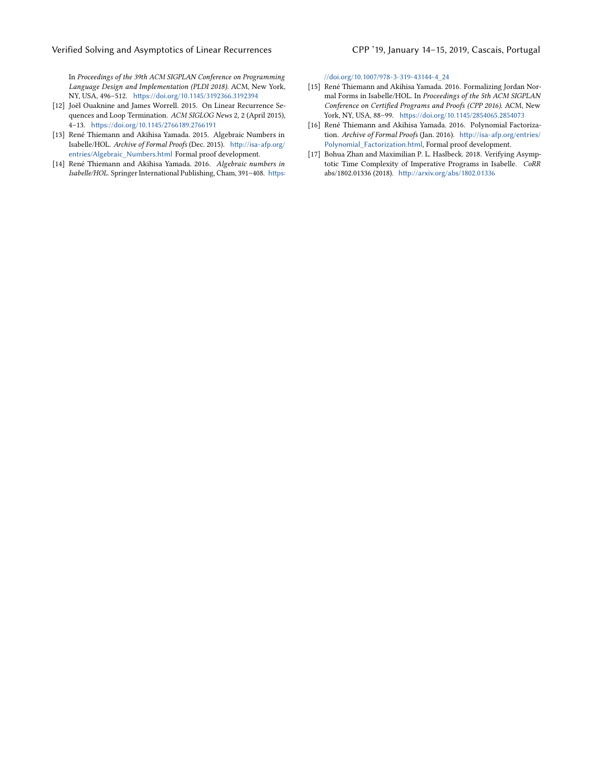In *Proceedings of the 39th ACM SIGPLAN Conference on Programming Language Design and Implementation (PLDI 2018)*. ACM, New York, NY, USA, 496–512. https://doi.org/10.1145/3192366.3192394

[12] Joël Ouaknine and James Worrell. 2015. On Linear Recurrence Sequences and Loop Termination. *ACM SIGLOG News* 2, 2 (April 2015), 4–13. https://doi.org/10.1145/2766189.2766191

[13] René Thiemann and Akihisa Yamada. 2015. Algebraic Numbers in Isabelle/HOL. *Archive of Formal Proofs* (Dec. 2015). http://isa-afp.org/entries/Algebraic_Numbers.html Formal proof development.

[14] René Thiemann and Akihisa Yamada. 2016. *Algebraic numbers in Isabelle/HOL*. Springer International Publishing, Cham, 391–408. https://doi.org/10.1007/978-3-319-43144-4_24

[15] René Thiemann and Akihisa Yamada. 2016. Formalizing Jordan Normal Forms in Isabelle/HOL. In *Proceedings of the 5th ACM SIGPLAN Conference on Certified Programs and Proofs (CPP 2016)*. ACM, New York, NY, USA, 88–99. https://doi.org/10.1145/2854065.2854073

[16] René Thiemann and Akihisa Yamada. 2016. Polynomial Factorization. *Archive of Formal Proofs* (Jan. 2016). http://isa-afp.org/entries/Polynomial_Factorization.html, Formal proof development.

[17] Bohua Zhan and Maximilian P. L. Haslbeck. 2018. Verifying Asymptotic Time Complexity of Imperative Programs in Isabelle. *CoRR* abs/1802.01336 (2018). http://arxiv.org/abs/1802.01336